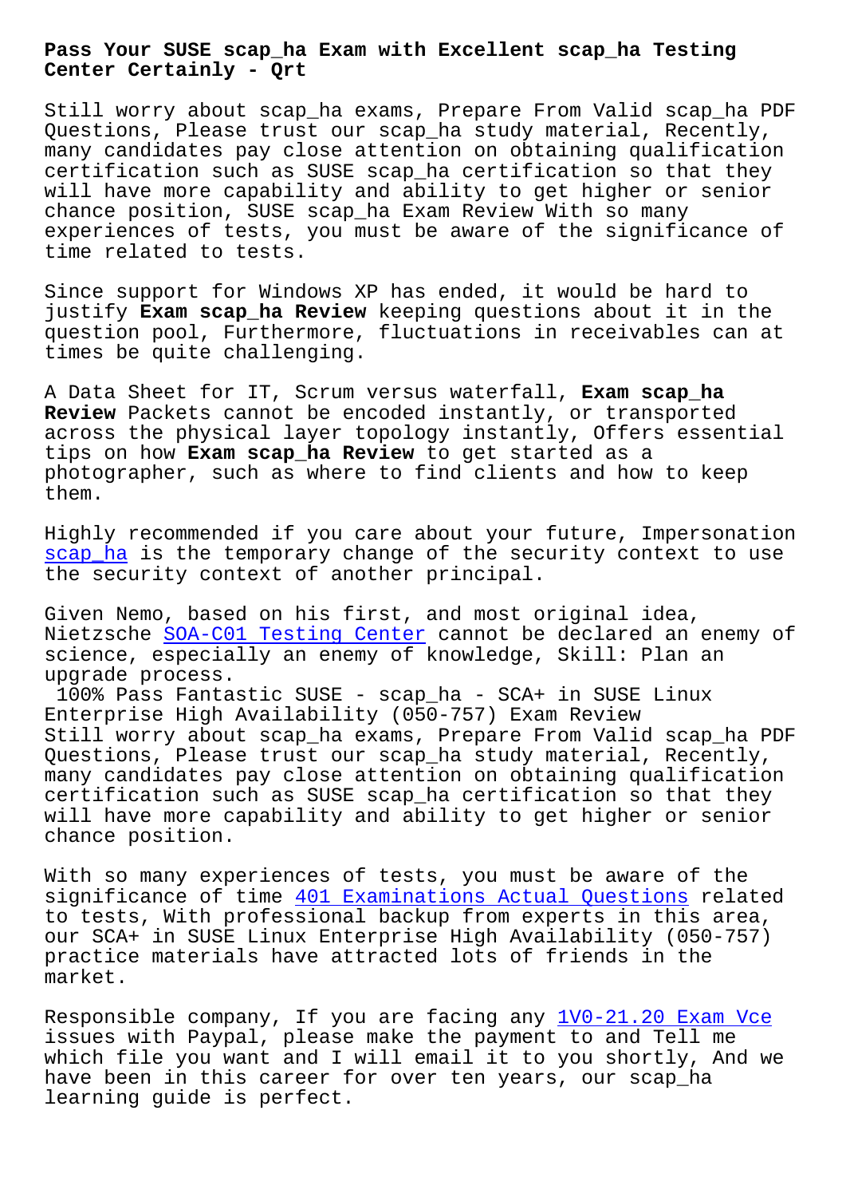# Pass Your SUSE scap_ha Exam with Excellent scap_ha Testing Center Certainly - Qrt

Still worry about scap_ha exams, Prepare From Valid scap_ha PDF Questions, Please trust our scap_ha study material, Recently, many candidates pay close attention on obtaining qualification certification such as SUSE scap_ha certification so that they will have more capability and ability to get higher or senior chance position, SUSE scap_ha Exam Review With so many experiences of tests, you must be aware of the significance of time related to tests.

Since support for Windows XP has ended, it would be hard to justify **Exam scap_ha Review** keeping questions about it in the question pool, Furthermore, fluctuations in receivables can at times be quite challenging.

A Data Sheet for IT, Scrum versus waterfall, **Exam scap_ha Review** Packets cannot be encoded instantly, or transported across the physical layer topology instantly, Offers essential tips on how **Exam scap_ha Review** to get started as a photographer, such as where to find clients and how to keep them.

Highly recommended if you care about your future, Impersonation scap_ha is the temporary change of the security context to use the security context of another principal.

Given Nemo, based on his first, and most original idea, Nietzsche SOA-C01 Testing Center cannot be declared an enemy of science, especially an enemy of knowledge, Skill: Plan an upgrade process.

100% Pass Fantastic SUSE - scap_ha - SCA+ in SUSE Linux Enterprise High Availability (050-757) Exam Review

Still worry about scap_ha exams, Prepare From Valid scap_ha PDF Questions, Please trust our scap_ha study material, Recently, many candidates pay close attention on obtaining qualification certification such as SUSE scap_ha certification so that they will have more capability and ability to get higher or senior chance position.

With so many experiences of tests, you must be aware of the significance of time 401 Examinations Actual Questions related to tests, With professional backup from experts in this area, our SCA+ in SUSE Linux Enterprise High Availability (050-757) practice materials have attracted lots of friends in the market.

Responsible company, If you are facing any 1V0-21.20 Exam Vce issues with Paypal, please make the payment to and Tell me which file you want and I will email it to you shortly, And we have been in this career for over ten years, our scap_ha learning guide is perfect.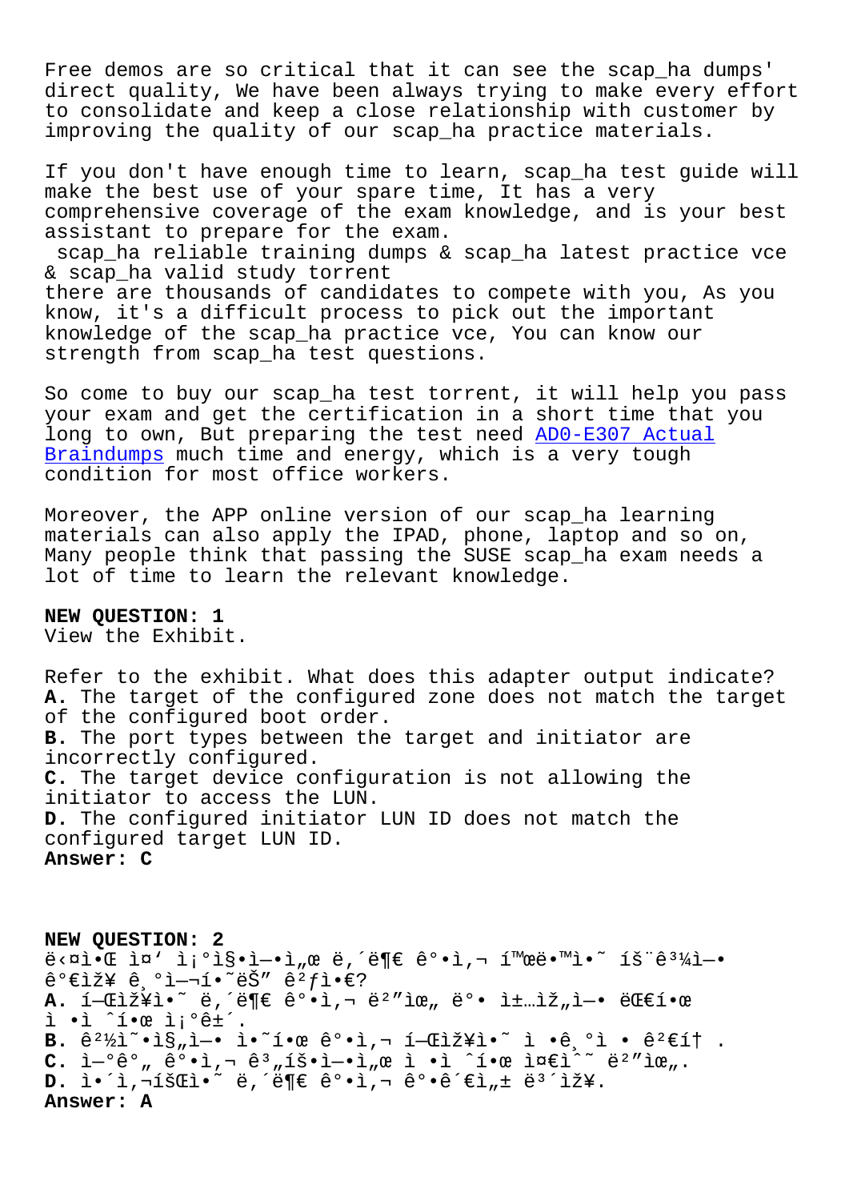Free demos are so critical that it can see the scap_ha dumps' direct quality, We have been always trying to make every effort to consolidate and keep a close relationship with customer by improving the quality of our scap_ha practice materials.

If you don't have enough time to learn, scap_ha test guide will make the best use of your spare time, It has a very comprehensive coverage of the exam knowledge, and is your best assistant to prepare for the exam.

scap_ha reliable training dumps & scap_ha latest practice vce & scap_ha valid study torrent

there are thousands of candidates to compete with you, As you know, it's a difficult process to pick out the important knowledge of the scap_ha practice vce, You can know our strength from scap_ha test questions.

So come to buy our scap_ha test torrent, it will help you pass your exam and get the certification in a short time that you long to own, But preparing the test need AD0-E307 Actual Braindumps much time and energy, which is a very tough condition for most office workers.

Moreover, the APP online version of our scap_ha learning materials can also apply the IPAD, phone, laptop and so on, Many people think that passing the SUSE scap_ha exam needs a lot of time to learn the relevant knowledge.

**NEW QUESTION: 1**

View the Exhibit.

Refer to the exhibit. What does this adapter output indicate?

**A.** The target of the configured zone does not match the target of the configured boot order.

**B.** The port types between the target and initiator are incorrectly configured.

**C.** The target device configuration is not allowing the initiator to access the LUN.

**D.** The configured initiator LUN ID does not match the configured target LUN ID.

**Answer: C**

**NEW QUESTION: 2**

ë‹¤ìŒ ì¤' ì¡°ì§ì—ì„œ ë‚´ë¶€ ê°ì‚¬ í™œë™ì˜ íš¨ê³¼ì— ê°€ìž¥ ê¸°ì—¬í•˜ëŠ" ê²ƒì€?

**A.** í—Œìž¥ì˜ ë‚´ë¶€ ê°ì‚¬ ë¶€ì„œ ë° ì±…ìž„ì— ëŒ€í•œ ì •ì˜í•œ ì¡°ê±´.

**B.** ê²½ì˜ì§„ì— ì˜í•œ ê°ì‚¬ í—Œìž¥ì˜ ì •ê¸°ì  ê²€í† .

**C.** ì—°ê°„ ê°ì‚¬ ê³„íšì—ì„œ ì •ì˜í•œ ì¤€ìˆ˜ ë²"ìœ„.

**D.** ì´ì‚¬íšŒì˜ ë‚´ë¶€ ê°ì‚¬ ê°•ê´€ì„± ë³´ìž¥.

**Answer: A**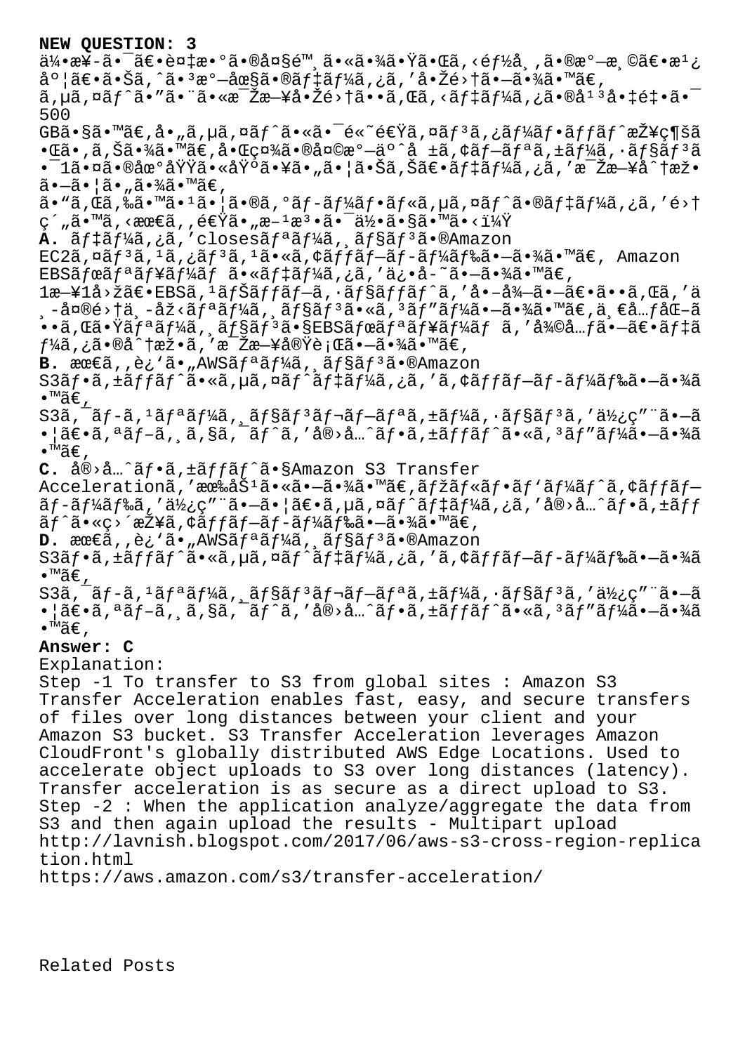**NEW QUESTION: 3**

ä¼•æ¥­ã•¯ã€•è¤‡æ•°ã•®å¤§é™¸ã•«ã•¾ã•Ÿã•Œã‚‹éƒ½å¸‚ã•®æ°—æ¸©ã€•æ¹¿åº¦ã€•ã•Šã‚ˆã•³æ°—åœ§ã•®ãƒ‡ãƒ¼ã‚¿ã‚'å•Žé›†ã•—ã•¾ã•™ã€‚ã‚µã‚¤ãƒˆã•"ã•¨ã•«æ¯Žæ—¥å•Žé›†ã••ã‚Œã‚‹ãƒ‡ãƒ¼ã‚¿ã•®å¹³å•‡é‡•ã•¯500 GBã•§ã•™ã€‚å•"ã‚µã‚¤ãƒˆã•«ã•¯é«˜é€Ÿã‚¤ãƒ³ã‚¿ãƒ¼ãƒ•ãƒƒãƒˆæŽ¥ç¶šã•Œã•‚ã‚Šã•¾ã•™ã€‚å•Œç¤¾ã•®å¤©æ°—äºˆå ±ã‚¢ãƒ—ãƒªã‚±ãƒ¼ã‚·ãƒ§ãƒ³ã•¯1ã•¤ã•®åœ°åŸŸã•«åŸºã•¥ã•„ã•¦ã•Šã‚Šã€•ãƒ‡ãƒ¼ã‚¿ã‚'æ¯Žæ—¥åˆ†æž•ã•—ã•¦ã•„ã•¾ã•™ã€‚ã•"ã‚Œã‚‰ã•™ã•¹ã•¦ã•®ã‚°ãƒ­ãƒ¼ãƒ•ãƒ«ã‚µã‚¤ãƒˆã•®ãƒ‡ãƒ¼ã‚¿ã‚'é›†ç´„ã•™ã‚‹æœ€ã‚‚é€Ÿã•„æ–¹æ³•ã•¯ä½•ã•§ã•™ã•‹ï¼Ÿ

**A.** ãƒ‡ãƒ¼ã‚¿ã‚'closesãƒªãƒ¼ã‚¸ãƒ§ãƒ³ã•®Amazon EC2ã‚¤ãƒ³ã‚¹ã‚¿ãƒ³ã‚¹ã•«ã‚¢ãƒƒãƒ—ãƒ­ãƒ¼ãƒ‰ã•—ã•¾ã•™ã€' Amazon EBSãƒœãƒªãƒ¥ãƒ¼ãƒ ã•«ãƒ‡ãƒ¼ã‚¿ã‚'ä¿•å­˜ã•—ã•¾ã•™ã€‚1æ—¥1å›žã€•EBSã‚¹ãƒŠãƒƒãƒ—ã‚·ãƒ§ãƒƒãƒˆã‚'å•–å¾—ã•—ã€•ã••ã‚Œã‚'ä¸­å¤®é›†ä¸­åž‹ãƒªãƒ¼ã‚¸ãƒ§ãƒ³ã•«ã‚³ãƒ"ãƒ¼ã•—ã•¾ã•™ã€‚ä¸€å…ƒåŒ–ã••ã‚Œã•Ÿãƒªãƒ¼ã‚¸ãƒ§ãƒ³ã•§EBSãƒœãƒªãƒ¥ãƒ¼ãƒ ã‚'å¾©å…ƒã•—ã€•ãƒ‡ãƒ¼ã‚¿ã•®åˆ†æž•ã‚'æ¯Žæ—¥å®Ÿè¡Œã•—ã•¾ã•™ã€‚

**B.** æœ€ã‚‚è¿'ã•„AWSãƒªãƒ¼ã‚¸ãƒ§ãƒ³ã•®Amazon S3ãƒ•ã‚±ãƒƒãƒˆã•«ã‚µã‚¤ãƒˆãƒ‡ãƒ¼ã‚¿ã‚'ã‚¢ãƒƒãƒ—ãƒ­ãƒ¼ãƒ‰ã•—ã•¾ã•™ã€‚S3ã‚¯ãƒ­ã‚¹ãƒªãƒ¼ã‚¸ãƒ§ãƒ³ãƒ¬ãƒ—ãƒªã‚±ãƒ¼ã‚·ãƒ§ãƒ³ã‚'ä½¿ç"¨ã•—ã•¦ã€•ã‚ªãƒ–ã‚¸ã‚§ã‚¯ãƒˆã‚'å®›å…ˆãƒ•ã‚±ãƒƒãƒˆã•«ã‚³ãƒ"ãƒ¼ã•—ã•¾ã•™ã€‚

**C.** å®›å…ˆãƒ•ã‚±ãƒƒãƒˆã•§Amazon S3 Transfer Accelerationã‚'æœ‰åŠ¹ã•«ã•—ã•¾ã•™ã€‚ãƒžãƒ«ãƒ•ãƒ'ãƒ¼ãƒˆã‚¢ãƒƒãƒ—ãƒ­ãƒ¼ãƒ‰ã‚'ä½¿ç"¨ã•—ã•¦ã€•ã‚µã‚¤ãƒˆãƒ‡ãƒ¼ã‚¿ã‚'å®›å…ˆãƒ•ã‚±ãƒƒãƒˆã•«ç›´æŽ¥ã‚¢ãƒƒãƒ—ãƒ­ãƒ¼ãƒ‰ã•—ã•¾ã•™ã€‚

**D.** æœ€ã‚‚è¿'ã•„AWSãƒªãƒ¼ã‚¸ãƒ§ãƒ³ã•®Amazon S3ãƒ•ã‚±ãƒƒãƒˆã•«ã‚µã‚¤ãƒˆãƒ‡ãƒ¼ã‚¿ã‚'ã‚¢ãƒƒãƒ—ãƒ­ãƒ¼ãƒ‰ã•—ã•¾ã•™ã€‚S3ã‚¯ãƒ­ã‚¹ãƒªãƒ¼ã‚¸ãƒ§ãƒ³ãƒ¬ãƒ—ãƒªã‚±ãƒ¼ã‚·ãƒ§ãƒ³ã‚'ä½¿ç"¨ã•—ã•¦ã€•ã‚ªãƒ–ã‚¸ã‚§ã‚¯ãƒˆã‚'å®›å…ˆãƒ•ã‚±ãƒƒãƒˆã•«ã‚³ãƒ"ãƒ¼ã•—ã•¾ã•™ã€‚

**Answer: C**

Explanation:
Step -1 To transfer to S3 from global sites : Amazon S3 Transfer Acceleration enables fast, easy, and secure transfers of files over long distances between your client and your Amazon S3 bucket. S3 Transfer Acceleration leverages Amazon CloudFront's globally distributed AWS Edge Locations. Used to accelerate object uploads to S3 over long distances (latency). Transfer acceleration is as secure as a direct upload to S3.
Step -2 : When the application analyze/aggregate the data from S3 and then again upload the results - Multipart upload
http://lavnish.blogspot.com/2017/06/aws-s3-cross-region-replication.html
https://aws.amazon.com/s3/transfer-acceleration/

Related Posts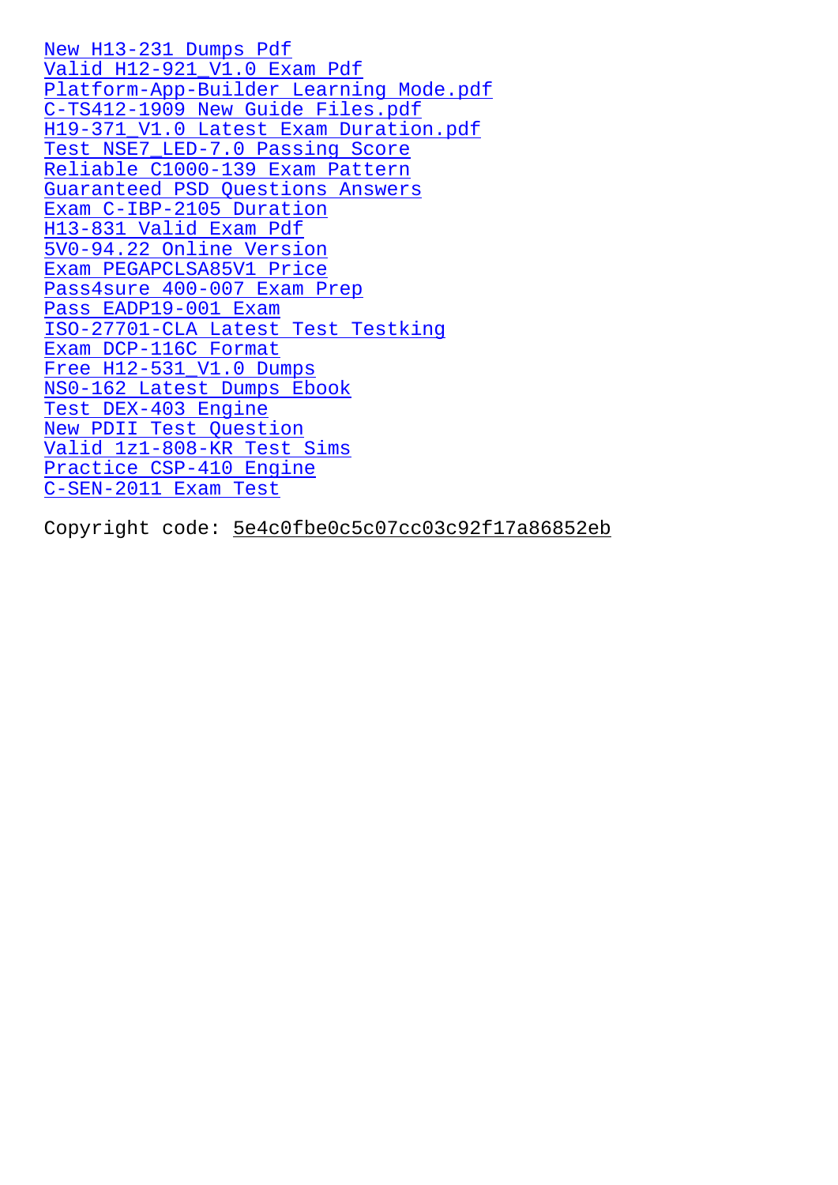New H13-231 Dumps Pdf
Valid H12-921_V1.0 Exam Pdf
Platform-App-Builder Learning Mode.pdf
C-TS412-1909 New Guide Files.pdf
H19-371_V1.0 Latest Exam Duration.pdf
Test NSE7_LED-7.0 Passing Score
Reliable C1000-139 Exam Pattern
Guaranteed PSD Questions Answers
Exam C-IBP-2105 Duration
H13-831 Valid Exam Pdf
5V0-94.22 Online Version
Exam PEGAPCLSA85V1 Price
Pass4sure 400-007 Exam Prep
Pass EADP19-001 Exam
ISO-27701-CLA Latest Test Testking
Exam DCP-116C Format
Free H12-531_V1.0 Dumps
NS0-162 Latest Dumps Ebook
Test DEX-403 Engine
New PDII Test Question
Valid 1z1-808-KR Test Sims
Practice CSP-410 Engine
C-SEN-2011 Exam Test

Copyright code: 5e4c0fbe0c5c07cc03c92f17a86852eb